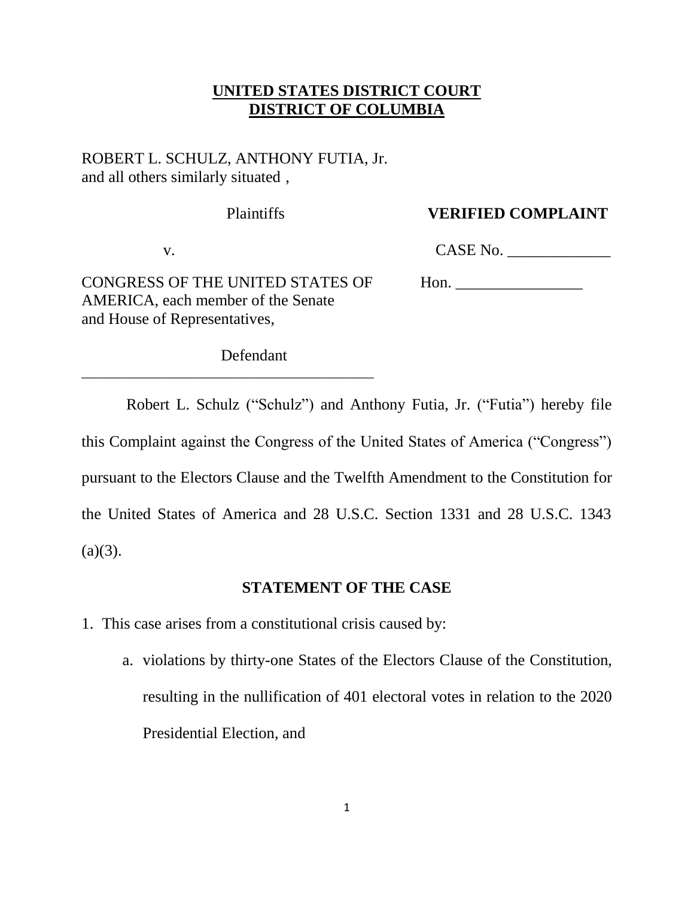**UNITED STATES DISTRICT COURT**
**DISTRICT OF COLUMBIA**

ROBERT L. SCHULZ, ANTHONY FUTIA, Jr. and all others similarly situated ,

Plaintiffs **VERIFIED COMPLAINT**

v. CASE No. _____________

CONGRESS OF THE UNITED STATES OF AMERICA, each member of the Senate and House of Representatives, Hon. ________________

Defendant

_____________________________________

Robert L. Schulz ("Schulz") and Anthony Futia, Jr. ("Futia") hereby file this Complaint against the Congress of the United States of America ("Congress") pursuant to the Electors Clause and the Twelfth Amendment to the Constitution for the United States of America and 28 U.S.C. Section 1331 and 28 U.S.C. 1343 (a)(3).

## STATEMENT OF THE CASE

1. This case arises from a constitutional crisis caused by:

   a. violations by thirty-one States of the Electors Clause of the Constitution, resulting in the nullification of 401 electoral votes in relation to the 2020 Presidential Election, and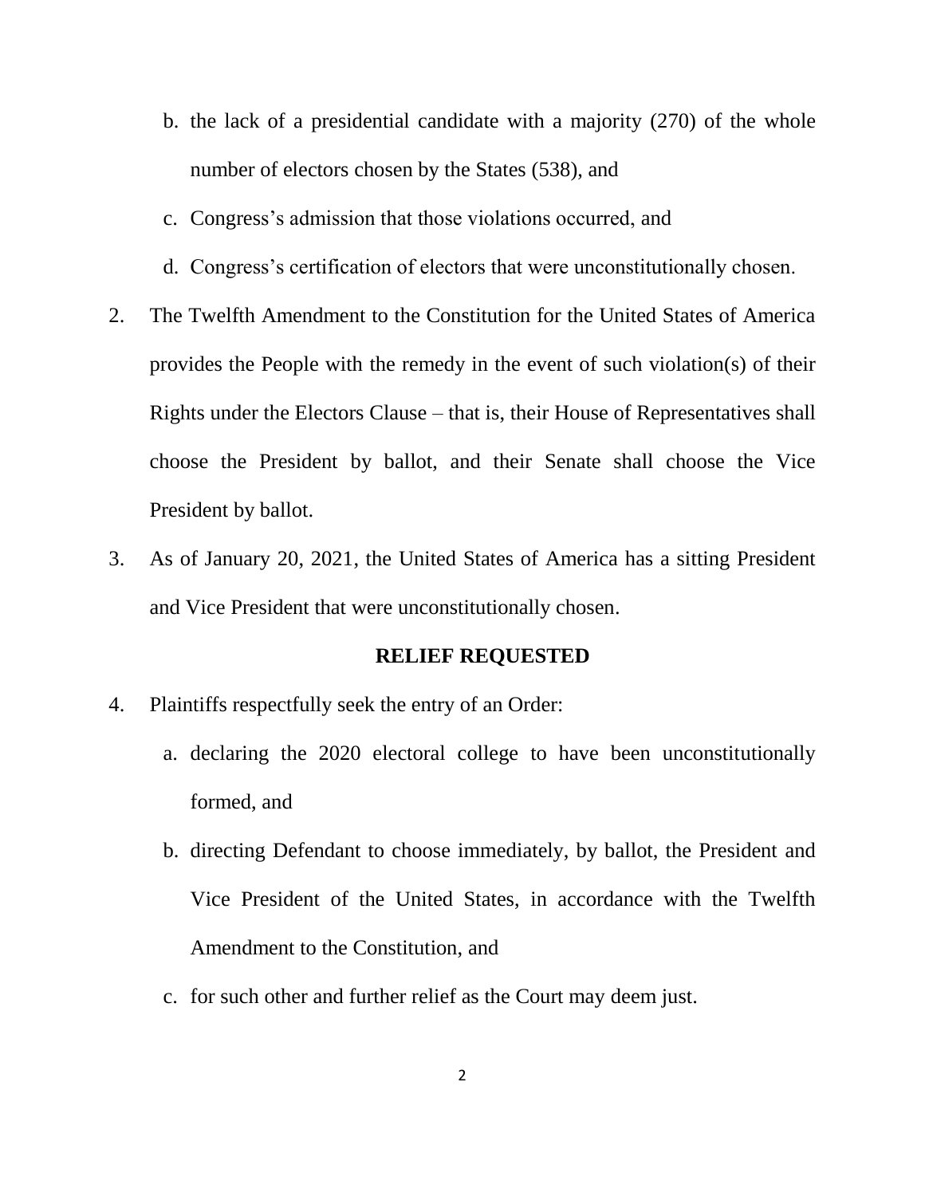b. the lack of a presidential candidate with a majority (270) of the whole number of electors chosen by the States (538), and

   c. Congress's admission that those violations occurred, and

   d. Congress's certification of electors that were unconstitutionally chosen.

2. The Twelfth Amendment to the Constitution for the United States of America provides the People with the remedy in the event of such violation(s) of their Rights under the Electors Clause – that is, their House of Representatives shall choose the President by ballot, and their Senate shall choose the Vice President by ballot.

3. As of January 20, 2021, the United States of America has a sitting President and Vice President that were unconstitutionally chosen.

**RELIEF REQUESTED**

4. Plaintiffs respectfully seek the entry of an Order:

   a. declaring the 2020 electoral college to have been unconstitutionally formed, and

   b. directing Defendant to choose immediately, by ballot, the President and Vice President of the United States, in accordance with the Twelfth Amendment to the Constitution, and

   c. for such other and further relief as the Court may deem just.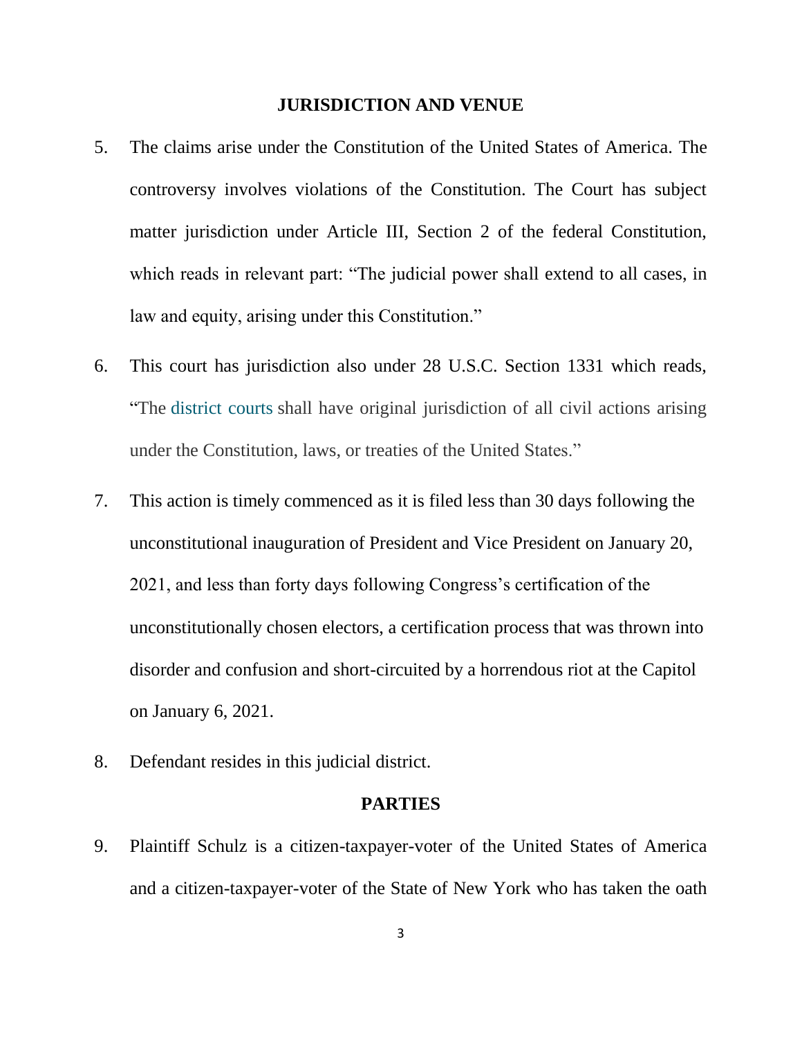## JURISDICTION AND VENUE

5. The claims arise under the Constitution of the United States of America. The controversy involves violations of the Constitution. The Court has subject matter jurisdiction under Article III, Section 2 of the federal Constitution, which reads in relevant part: "The judicial power shall extend to all cases, in law and equity, arising under this Constitution."

6. This court has jurisdiction also under 28 U.S.C. Section 1331 which reads, "The district courts shall have original jurisdiction of all civil actions arising under the Constitution, laws, or treaties of the United States."

7. This action is timely commenced as it is filed less than 30 days following the unconstitutional inauguration of President and Vice President on January 20, 2021, and less than forty days following Congress's certification of the unconstitutionally chosen electors, a certification process that was thrown into disorder and confusion and short-circuited by a horrendous riot at the Capitol on January 6, 2021.

8. Defendant resides in this judicial district.

## PARTIES

9. Plaintiff Schulz is a citizen-taxpayer-voter of the United States of America and a citizen-taxpayer-voter of the State of New York who has taken the oath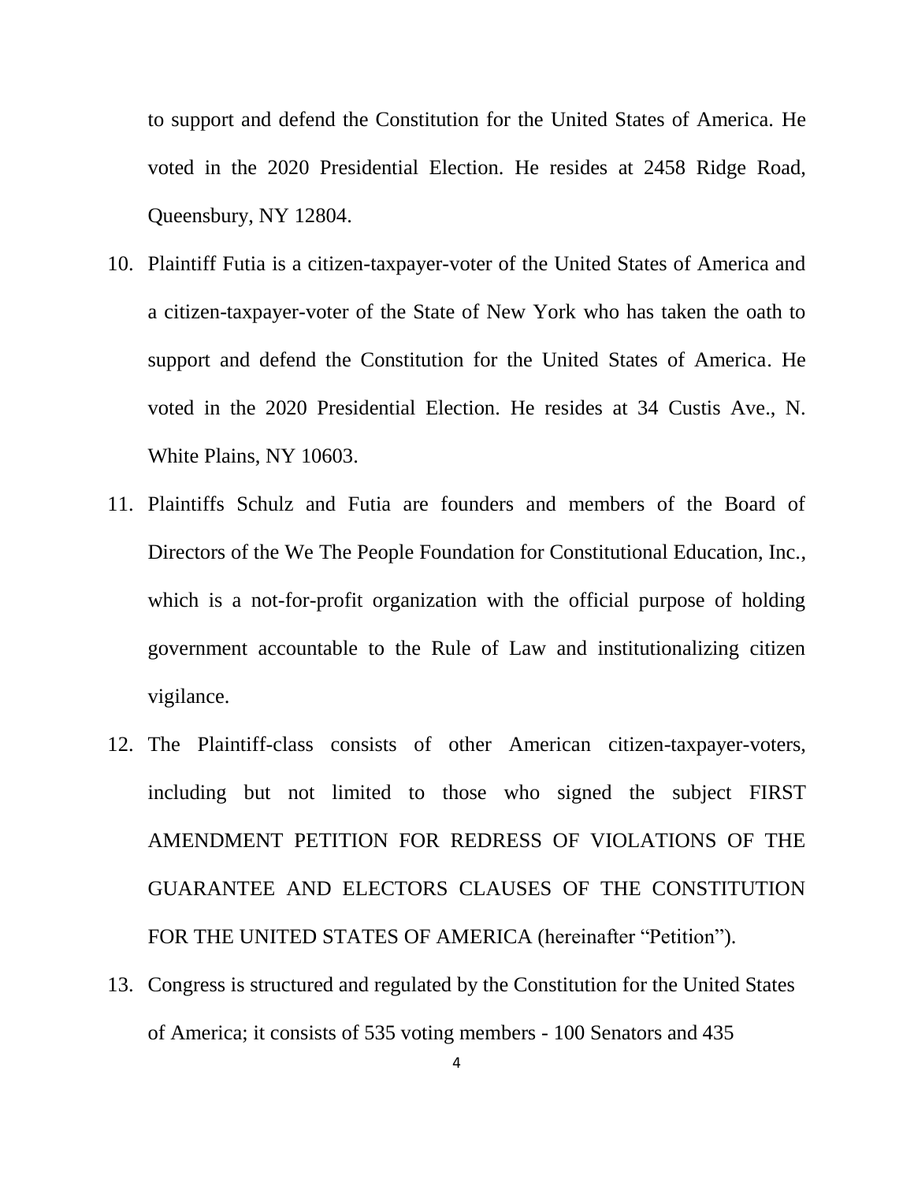to support and defend the Constitution for the United States of America. He voted in the 2020 Presidential Election. He resides at 2458 Ridge Road, Queensbury, NY 12804.

10. Plaintiff Futia is a citizen-taxpayer-voter of the United States of America and a citizen-taxpayer-voter of the State of New York who has taken the oath to support and defend the Constitution for the United States of America. He voted in the 2020 Presidential Election. He resides at 34 Custis Ave., N. White Plains, NY 10603.

11. Plaintiffs Schulz and Futia are founders and members of the Board of Directors of the We The People Foundation for Constitutional Education, Inc., which is a not-for-profit organization with the official purpose of holding government accountable to the Rule of Law and institutionalizing citizen vigilance.

12. The Plaintiff-class consists of other American citizen-taxpayer-voters, including but not limited to those who signed the subject FIRST AMENDMENT PETITION FOR REDRESS OF VIOLATIONS OF THE GUARANTEE AND ELECTORS CLAUSES OF THE CONSTITUTION FOR THE UNITED STATES OF AMERICA (hereinafter "Petition").

13. Congress is structured and regulated by the Constitution for the United States of America; it consists of 535 voting members - 100 Senators and 435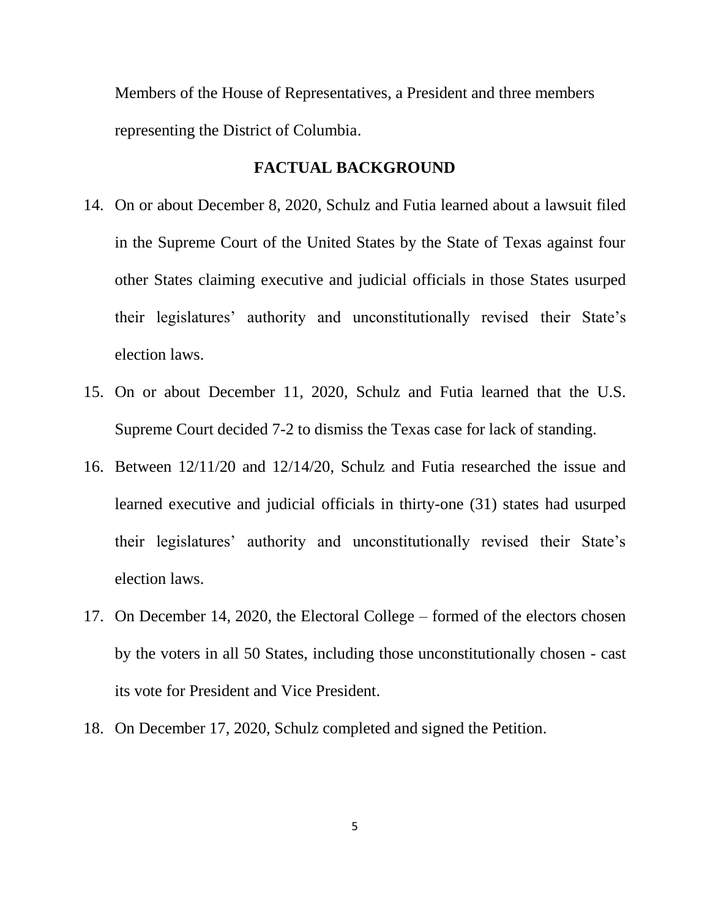Members of the House of Representatives, a President and three members representing the District of Columbia.

## FACTUAL BACKGROUND

14. On or about December 8, 2020, Schulz and Futia learned about a lawsuit filed in the Supreme Court of the United States by the State of Texas against four other States claiming executive and judicial officials in those States usurped their legislatures' authority and unconstitutionally revised their State's election laws.

15. On or about December 11, 2020, Schulz and Futia learned that the U.S. Supreme Court decided 7-2 to dismiss the Texas case for lack of standing.

16. Between 12/11/20 and 12/14/20, Schulz and Futia researched the issue and learned executive and judicial officials in thirty-one (31) states had usurped their legislatures' authority and unconstitutionally revised their State's election laws.

17. On December 14, 2020, the Electoral College – formed of the electors chosen by the voters in all 50 States, including those unconstitutionally chosen - cast its vote for President and Vice President.

18. On December 17, 2020, Schulz completed and signed the Petition.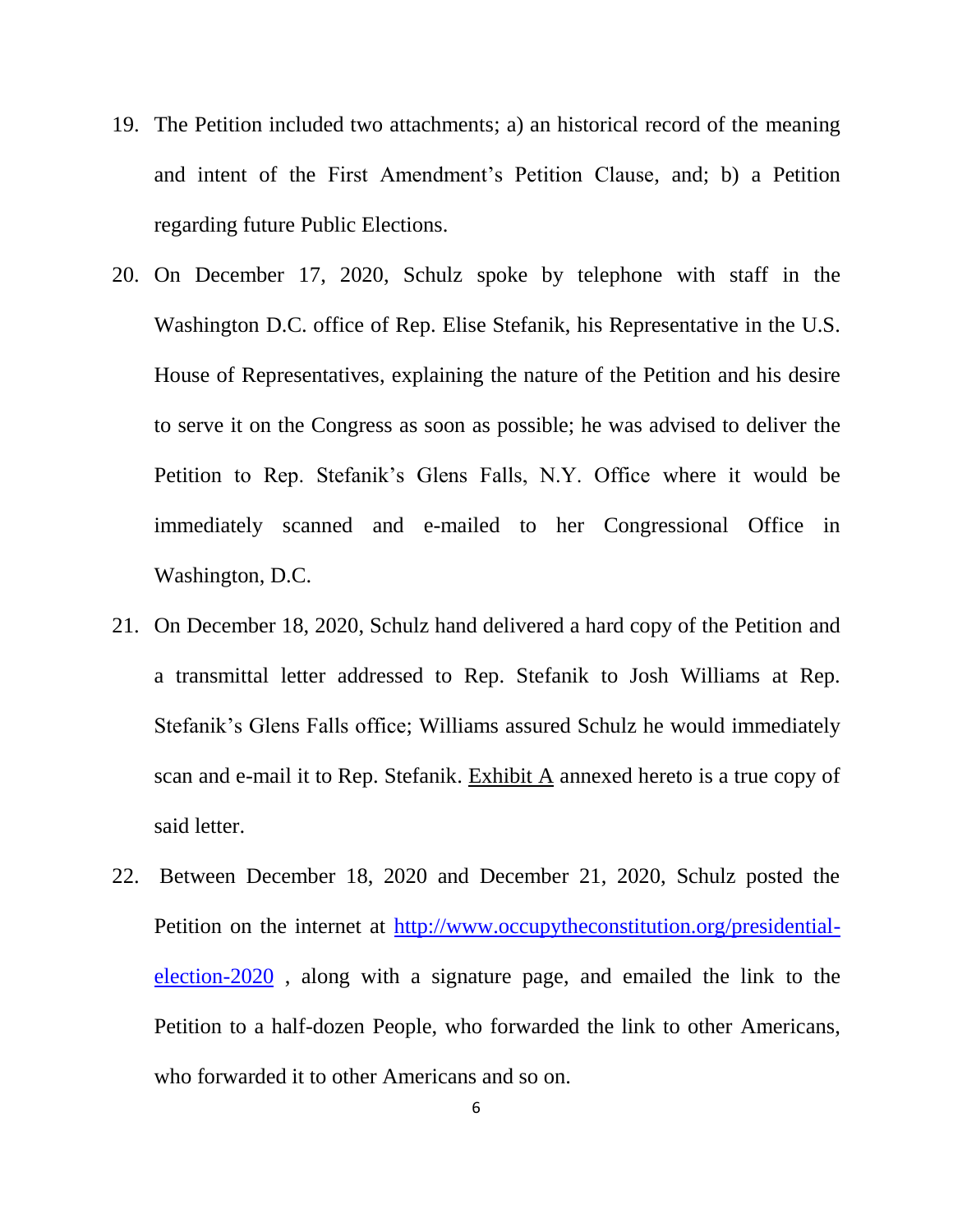19. The Petition included two attachments; a) an historical record of the meaning and intent of the First Amendment's Petition Clause, and; b) a Petition regarding future Public Elections.

20. On December 17, 2020, Schulz spoke by telephone with staff in the Washington D.C. office of Rep. Elise Stefanik, his Representative in the U.S. House of Representatives, explaining the nature of the Petition and his desire to serve it on the Congress as soon as possible; he was advised to deliver the Petition to Rep. Stefanik's Glens Falls, N.Y. Office where it would be immediately scanned and e-mailed to her Congressional Office in Washington, D.C.

21. On December 18, 2020, Schulz hand delivered a hard copy of the Petition and a transmittal letter addressed to Rep. Stefanik to Josh Williams at Rep. Stefanik's Glens Falls office; Williams assured Schulz he would immediately scan and e-mail it to Rep. Stefanik. Exhibit A annexed hereto is a true copy of said letter.

22. Between December 18, 2020 and December 21, 2020, Schulz posted the Petition on the internet at http://www.occupytheconstitution.org/presidential-election-2020 , along with a signature page, and emailed the link to the Petition to a half-dozen People, who forwarded the link to other Americans, who forwarded it to other Americans and so on.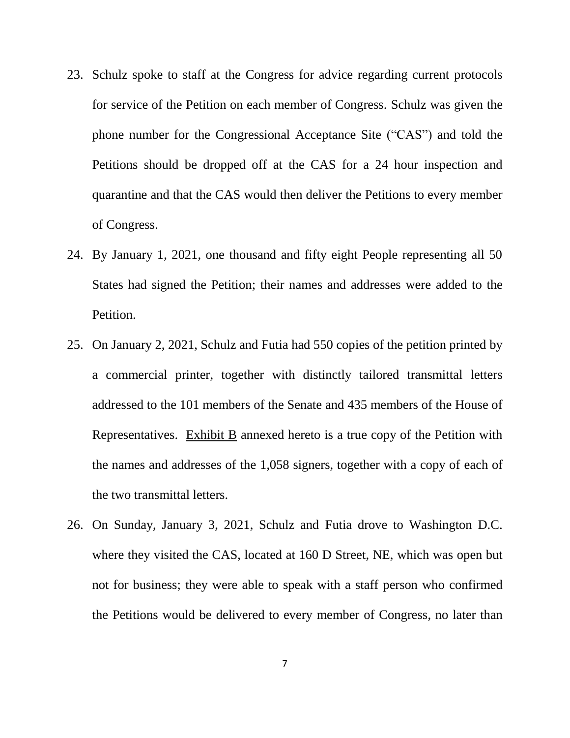23. Schulz spoke to staff at the Congress for advice regarding current protocols for service of the Petition on each member of Congress. Schulz was given the phone number for the Congressional Acceptance Site ("CAS") and told the Petitions should be dropped off at the CAS for a 24 hour inspection and quarantine and that the CAS would then deliver the Petitions to every member of Congress.

24. By January 1, 2021, one thousand and fifty eight People representing all 50 States had signed the Petition; their names and addresses were added to the Petition.

25. On January 2, 2021, Schulz and Futia had 550 copies of the petition printed by a commercial printer, together with distinctly tailored transmittal letters addressed to the 101 members of the Senate and 435 members of the House of Representatives. Exhibit B annexed hereto is a true copy of the Petition with the names and addresses of the 1,058 signers, together with a copy of each of the two transmittal letters.

26. On Sunday, January 3, 2021, Schulz and Futia drove to Washington D.C. where they visited the CAS, located at 160 D Street, NE, which was open but not for business; they were able to speak with a staff person who confirmed the Petitions would be delivered to every member of Congress, no later than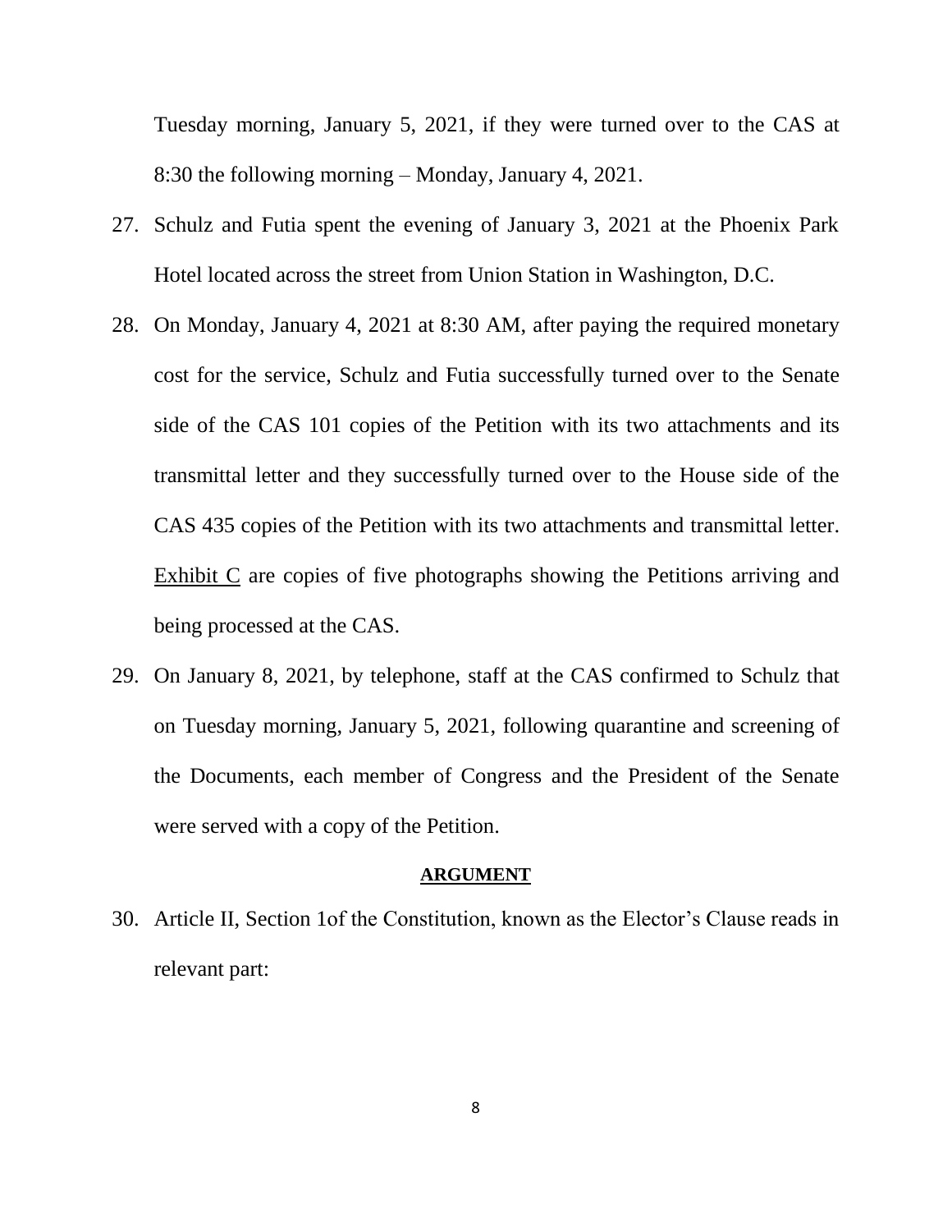Tuesday morning, January 5, 2021, if they were turned over to the CAS at 8:30 the following morning – Monday, January 4, 2021.

27. Schulz and Futia spent the evening of January 3, 2021 at the Phoenix Park Hotel located across the street from Union Station in Washington, D.C.

28. On Monday, January 4, 2021 at 8:30 AM, after paying the required monetary cost for the service, Schulz and Futia successfully turned over to the Senate side of the CAS 101 copies of the Petition with its two attachments and its transmittal letter and they successfully turned over to the House side of the CAS 435 copies of the Petition with its two attachments and transmittal letter. Exhibit C are copies of five photographs showing the Petitions arriving and being processed at the CAS.

29. On January 8, 2021, by telephone, staff at the CAS confirmed to Schulz that on Tuesday morning, January 5, 2021, following quarantine and screening of the Documents, each member of Congress and the President of the Senate were served with a copy of the Petition.

**ARGUMENT**

30. Article II, Section 1of the Constitution, known as the Elector's Clause reads in relevant part: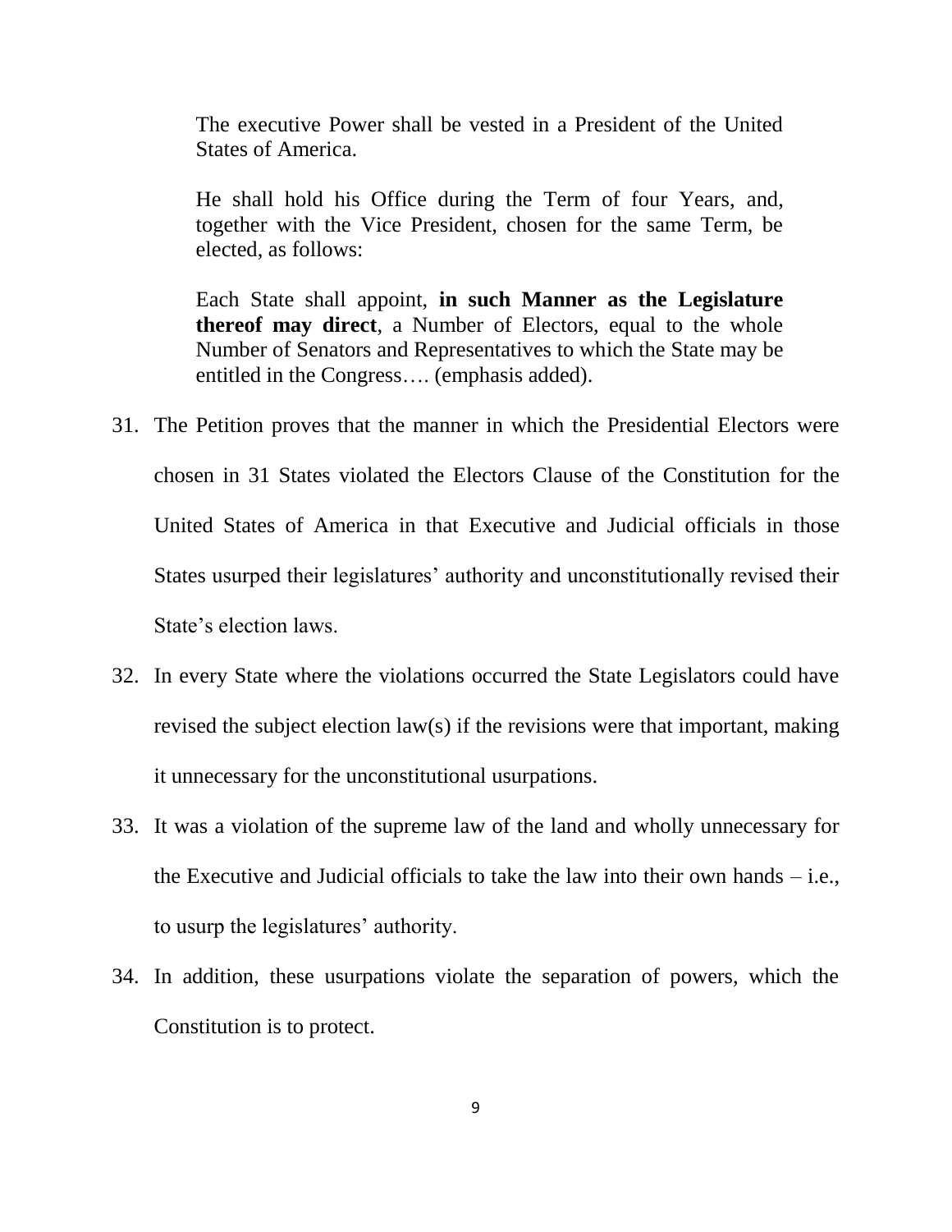> The executive Power shall be vested in a President of the United States of America.
>
> He shall hold his Office during the Term of four Years, and, together with the Vice President, chosen for the same Term, be elected, as follows:
>
> Each State shall appoint, **in such Manner as the Legislature thereof may direct**, a Number of Electors, equal to the whole Number of Senators and Representatives to which the State may be entitled in the Congress…. (emphasis added).

31. The Petition proves that the manner in which the Presidential Electors were chosen in 31 States violated the Electors Clause of the Constitution for the United States of America in that Executive and Judicial officials in those States usurped their legislatures' authority and unconstitutionally revised their State's election laws.

32. In every State where the violations occurred the State Legislators could have revised the subject election law(s) if the revisions were that important, making it unnecessary for the unconstitutional usurpations.

33. It was a violation of the supreme law of the land and wholly unnecessary for the Executive and Judicial officials to take the law into their own hands – i.e., to usurp the legislatures' authority.

34. In addition, these usurpations violate the separation of powers, which the Constitution is to protect.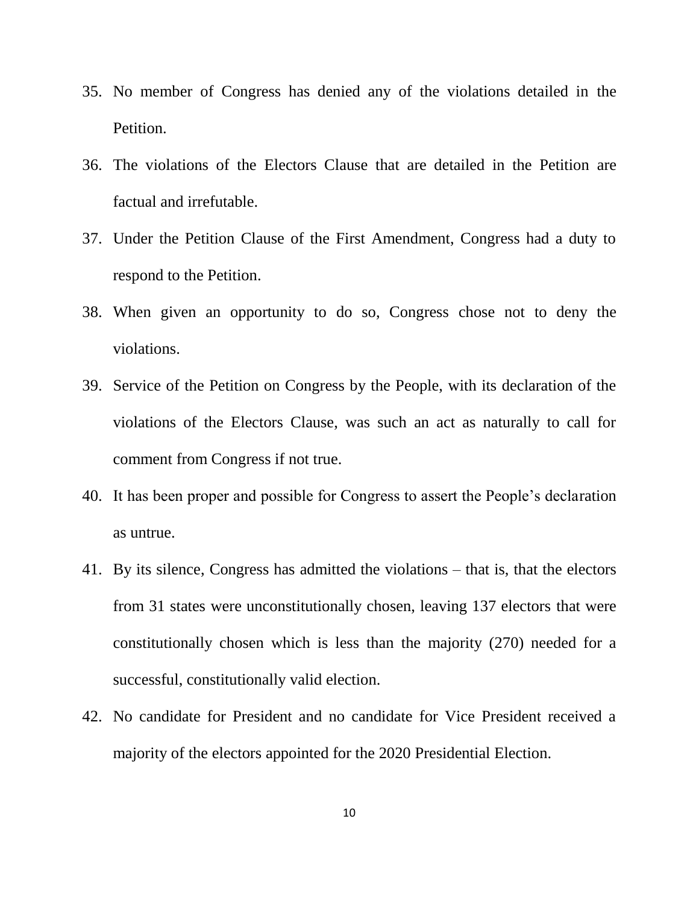35. No member of Congress has denied any of the violations detailed in the Petition.

36. The violations of the Electors Clause that are detailed in the Petition are factual and irrefutable.

37. Under the Petition Clause of the First Amendment, Congress had a duty to respond to the Petition.

38. When given an opportunity to do so, Congress chose not to deny the violations.

39. Service of the Petition on Congress by the People, with its declaration of the violations of the Electors Clause, was such an act as naturally to call for comment from Congress if not true.

40. It has been proper and possible for Congress to assert the People's declaration as untrue.

41. By its silence, Congress has admitted the violations – that is, that the electors from 31 states were unconstitutionally chosen, leaving 137 electors that were constitutionally chosen which is less than the majority (270) needed for a successful, constitutionally valid election.

42. No candidate for President and no candidate for Vice President received a majority of the electors appointed for the 2020 Presidential Election.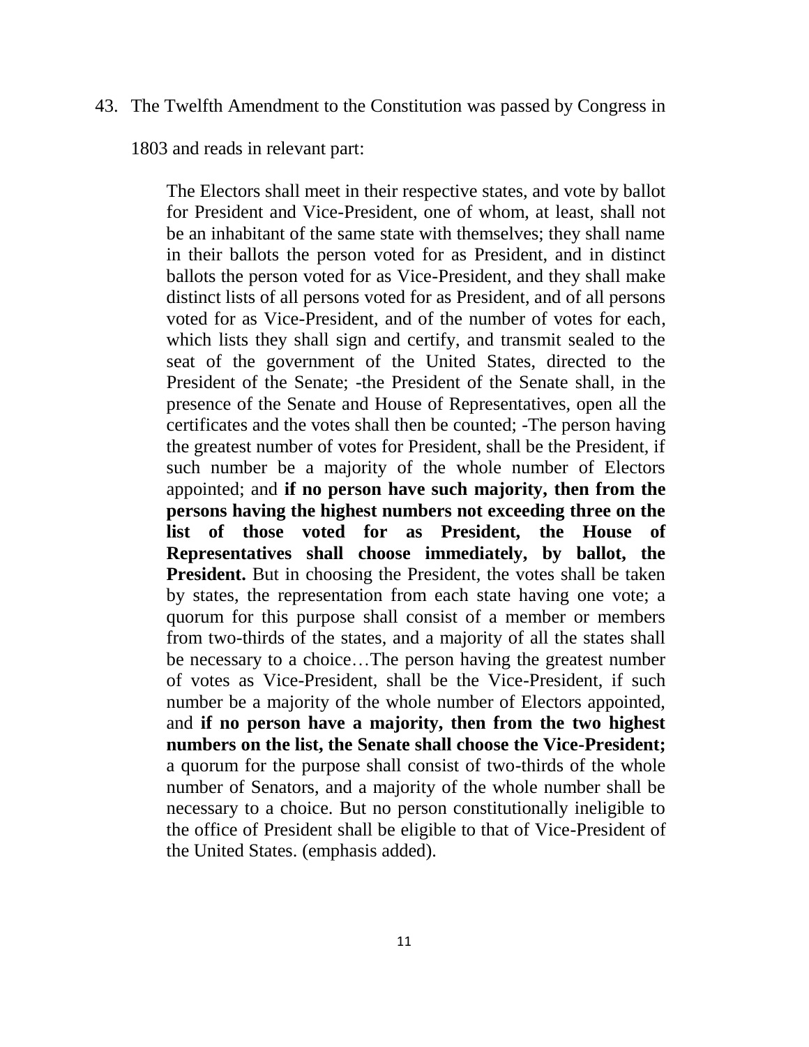43. The Twelfth Amendment to the Constitution was passed by Congress in 1803 and reads in relevant part:

> The Electors shall meet in their respective states, and vote by ballot for President and Vice-President, one of whom, at least, shall not be an inhabitant of the same state with themselves; they shall name in their ballots the person voted for as President, and in distinct ballots the person voted for as Vice-President, and they shall make distinct lists of all persons voted for as President, and of all persons voted for as Vice-President, and of the number of votes for each, which lists they shall sign and certify, and transmit sealed to the seat of the government of the United States, directed to the President of the Senate; -the President of the Senate shall, in the presence of the Senate and House of Representatives, open all the certificates and the votes shall then be counted; -The person having the greatest number of votes for President, shall be the President, if such number be a majority of the whole number of Electors appointed; and **if no person have such majority, then from the persons having the highest numbers not exceeding three on the list of those voted for as President, the House of Representatives shall choose immediately, by ballot, the President.** But in choosing the President, the votes shall be taken by states, the representation from each state having one vote; a quorum for this purpose shall consist of a member or members from two-thirds of the states, and a majority of all the states shall be necessary to a choice…The person having the greatest number of votes as Vice-President, shall be the Vice-President, if such number be a majority of the whole number of Electors appointed, and **if no person have a majority, then from the two highest numbers on the list, the Senate shall choose the Vice-President;** a quorum for the purpose shall consist of two-thirds of the whole number of Senators, and a majority of the whole number shall be necessary to a choice. But no person constitutionally ineligible to the office of President shall be eligible to that of Vice-President of the United States. (emphasis added).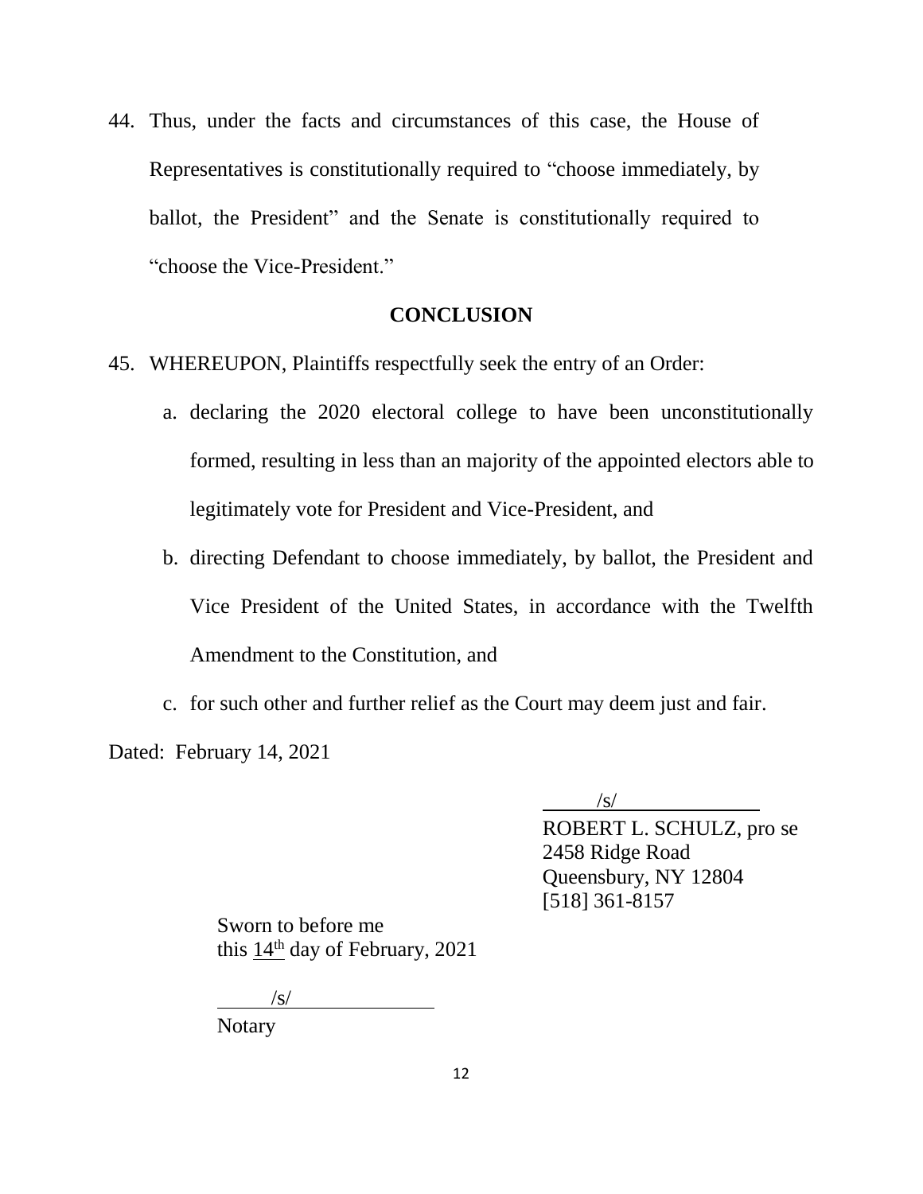44. Thus, under the facts and circumstances of this case, the House of Representatives is constitutionally required to "choose immediately, by ballot, the President" and the Senate is constitutionally required to "choose the Vice-President."

## CONCLUSION

45. WHEREUPON, Plaintiffs respectfully seek the entry of an Order:

    a. declaring the 2020 electoral college to have been unconstitutionally formed, resulting in less than an majority of the appointed electors able to legitimately vote for President and Vice-President, and

    b. directing Defendant to choose immediately, by ballot, the President and Vice President of the United States, in accordance with the Twelfth Amendment to the Constitution, and

    c. for such other and further relief as the Court may deem just and fair.

Dated: February 14, 2021

/s/
ROBERT L. SCHULZ, pro se
2458 Ridge Road
Queensbury, NY 12804
[518] 361-8157

Sworn to before me
this 14th day of February, 2021

/s/
Notary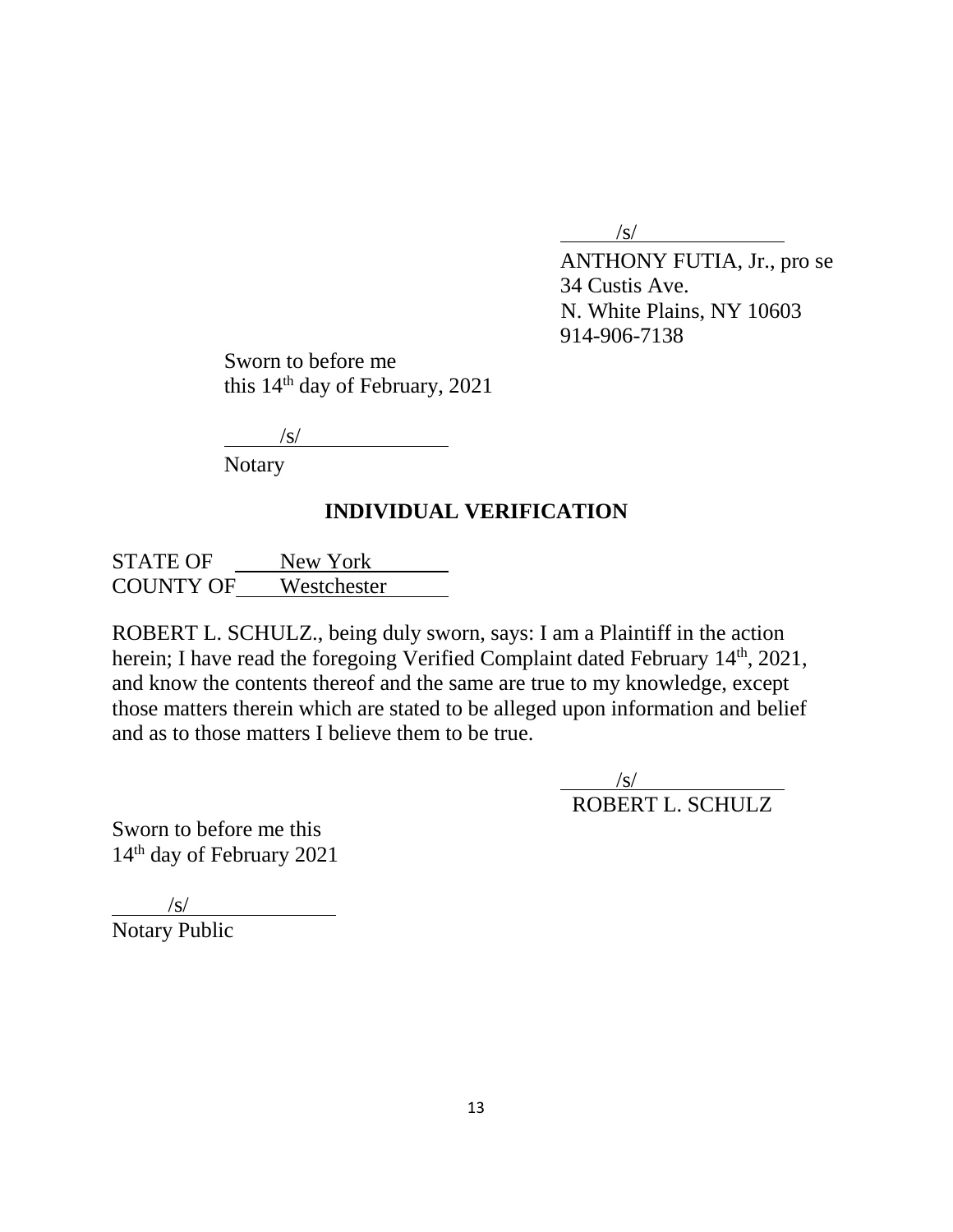/s/
ANTHONY FUTIA, Jr., pro se
34 Custis Ave.
N. White Plains, NY 10603
914-906-7138

Sworn to before me
this 14th day of February, 2021

/s/
Notary

## INDIVIDUAL VERIFICATION

STATE OF New York
COUNTY OF Westchester

ROBERT L. SCHULZ., being duly sworn, says: I am a Plaintiff in the action herein; I have read the foregoing Verified Complaint dated February 14th, 2021, and know the contents thereof and the same are true to my knowledge, except those matters therein which are stated to be alleged upon information and belief and as to those matters I believe them to be true.

/s/
ROBERT L. SCHULZ

Sworn to before me this
14th day of February 2021

/s/
Notary Public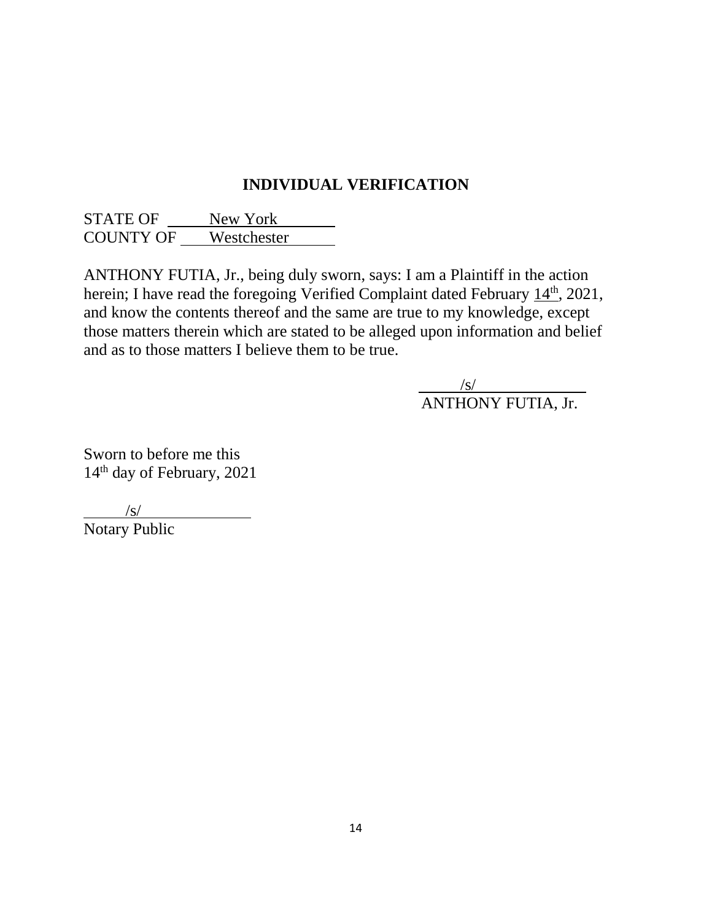## INDIVIDUAL VERIFICATION

STATE OF New York
COUNTY OF Westchester

ANTHONY FUTIA, Jr., being duly sworn, says: I am a Plaintiff in the action herein; I have read the foregoing Verified Complaint dated February 14th, 2021, and know the contents thereof and the same are true to my knowledge, except those matters therein which are stated to be alleged upon information and belief and as to those matters I believe them to be true.

/s/
ANTHONY FUTIA, Jr.

Sworn to before me this
14th day of February, 2021

/s/
Notary Public